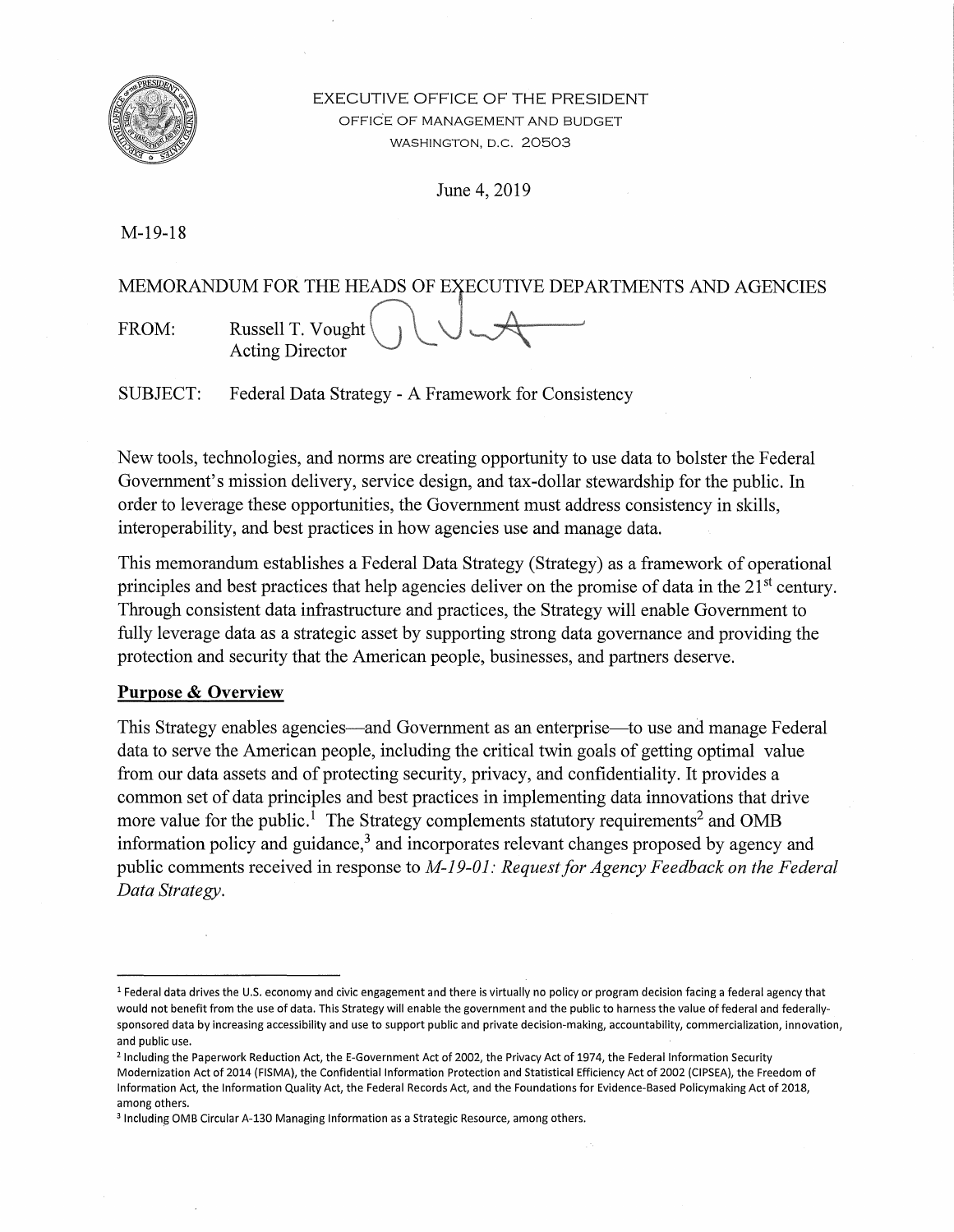EXECUTIVE OFFICE OF THE PRESIDENT
OFFICE OF MANAGEMENT AND BUDGET
WASHINGTON, D.C. 20503

June 4, 2019

M-19-18

MEMORANDUM FOR THE HEADS OF EXECUTIVE DEPARTMENTS AND AGENCIES

FROM: Russell T. Vought
Acting Director

SUBJECT: Federal Data Strategy - A Framework for Consistency

New tools, technologies, and norms are creating opportunity to use data to bolster the Federal Government's mission delivery, service design, and tax-dollar stewardship for the public. In order to leverage these opportunities, the Government must address consistency in skills, interoperability, and best practices in how agencies use and manage data.

This memorandum establishes a Federal Data Strategy (Strategy) as a framework of operational principles and best practices that help agencies deliver on the promise of data in the 21st century. Through consistent data infrastructure and practices, the Strategy will enable Government to fully leverage data as a strategic asset by supporting strong data governance and providing the protection and security that the American people, businesses, and partners deserve.

**Purpose & Overview**

This Strategy enables agencies—and Government as an enterprise—to use and manage Federal data to serve the American people, including the critical twin goals of getting optimal value from our data assets and of protecting security, privacy, and confidentiality. It provides a common set of data principles and best practices in implementing data innovations that drive more value for the public.[1] The Strategy complements statutory requirements[2] and OMB information policy and guidance,[3] and incorporates relevant changes proposed by agency and public comments received in response to *M-19-01: Request for Agency Feedback on the Federal Data Strategy*.

---

[1] Federal data drives the U.S. economy and civic engagement and there is virtually no policy or program decision facing a federal agency that would not benefit from the use of data. This Strategy will enable the government and the public to harness the value of federal and federally-sponsored data by increasing accessibility and use to support public and private decision-making, accountability, commercialization, innovation, and public use.

[2] Including the Paperwork Reduction Act, the E-Government Act of 2002, the Privacy Act of 1974, the Federal Information Security Modernization Act of 2014 (FISMA), the Confidential Information Protection and Statistical Efficiency Act of 2002 (CIPSEA), the Freedom of Information Act, the Information Quality Act, the Federal Records Act, and the Foundations for Evidence-Based Policymaking Act of 2018, among others.

[3] Including OMB Circular A-130 Managing Information as a Strategic Resource, among others.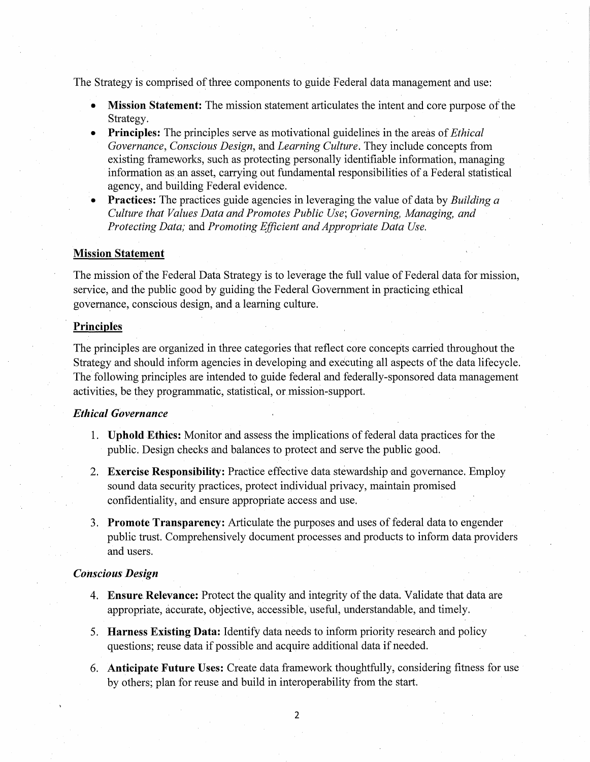The Strategy is comprised of three components to guide Federal data management and use:

- **Mission Statement:** The mission statement articulates the intent and core purpose of the Strategy.
- **Principles:** The principles serve as motivational guidelines in the areas of *Ethical Governance*, *Conscious Design*, and *Learning Culture*. They include concepts from existing frameworks, such as protecting personally identifiable information, managing information as an asset, carrying out fundamental responsibilities of a Federal statistical agency, and building Federal evidence.
- **Practices:** The practices guide agencies in leveraging the value of data by *Building a Culture that Values Data and Promotes Public Use*; *Governing, Managing, and Protecting Data;* and *Promoting Efficient and Appropriate Data Use.*

## Mission Statement

The mission of the Federal Data Strategy is to leverage the full value of Federal data for mission, service, and the public good by guiding the Federal Government in practicing ethical governance, conscious design, and a learning culture.

## Principles

The principles are organized in three categories that reflect core concepts carried throughout the Strategy and should inform agencies in developing and executing all aspects of the data lifecycle. The following principles are intended to guide federal and federally-sponsored data management activities, be they programmatic, statistical, or mission-support.

### *Ethical Governance*

1. **Uphold Ethics:** Monitor and assess the implications of federal data practices for the public. Design checks and balances to protect and serve the public good.

2. **Exercise Responsibility:** Practice effective data stewardship and governance. Employ sound data security practices, protect individual privacy, maintain promised confidentiality, and ensure appropriate access and use.

3. **Promote Transparency:** Articulate the purposes and uses of federal data to engender public trust. Comprehensively document processes and products to inform data providers and users.

### *Conscious Design*

4. **Ensure Relevance:** Protect the quality and integrity of the data. Validate that data are appropriate, accurate, objective, accessible, useful, understandable, and timely.

5. **Harness Existing Data:** Identify data needs to inform priority research and policy questions; reuse data if possible and acquire additional data if needed.

6. **Anticipate Future Uses:** Create data framework thoughtfully, considering fitness for use by others; plan for reuse and build in interoperability from the start.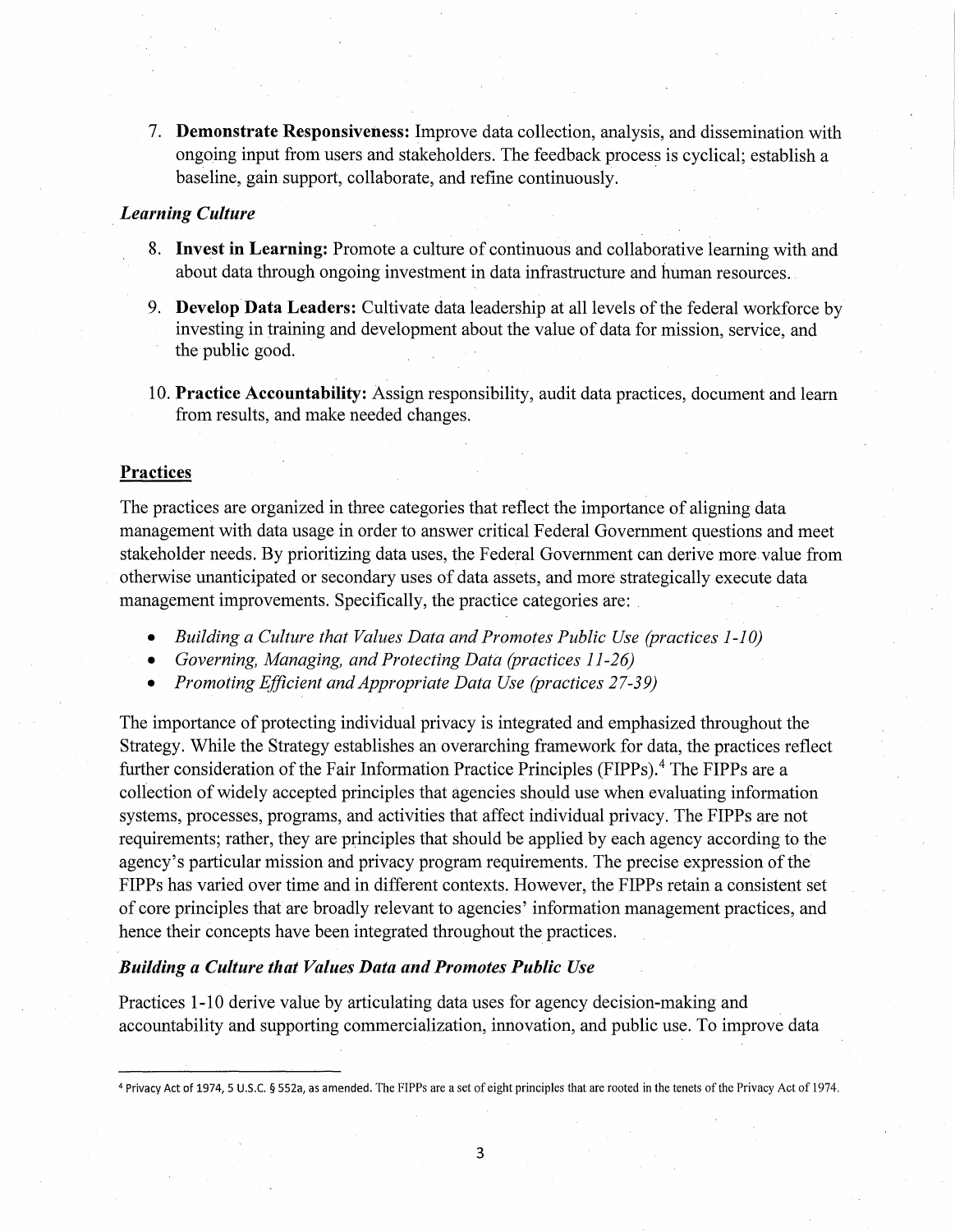7. **Demonstrate Responsiveness:** Improve data collection, analysis, and dissemination with ongoing input from users and stakeholders. The feedback process is cyclical; establish a baseline, gain support, collaborate, and refine continuously.

***Learning Culture***

8. **Invest in Learning:** Promote a culture of continuous and collaborative learning with and about data through ongoing investment in data infrastructure and human resources.
9. **Develop Data Leaders:** Cultivate data leadership at all levels of the federal workforce by investing in training and development about the value of data for mission, service, and the public good.
10. **Practice Accountability:** Assign responsibility, audit data practices, document and learn from results, and make needed changes.

## Practices

The practices are organized in three categories that reflect the importance of aligning data management with data usage in order to answer critical Federal Government questions and meet stakeholder needs. By prioritizing data uses, the Federal Government can derive more value from otherwise unanticipated or secondary uses of data assets, and more strategically execute data management improvements. Specifically, the practice categories are:

- *Building a Culture that Values Data and Promotes Public Use (practices 1-10)*
- *Governing, Managing, and Protecting Data (practices 11-26)*
- *Promoting Efficient and Appropriate Data Use (practices 27-39)*

The importance of protecting individual privacy is integrated and emphasized throughout the Strategy. While the Strategy establishes an overarching framework for data, the practices reflect further consideration of the Fair Information Practice Principles (FIPPs).[4] The FIPPs are a collection of widely accepted principles that agencies should use when evaluating information systems, processes, programs, and activities that affect individual privacy. The FIPPs are not requirements; rather, they are principles that should be applied by each agency according to the agency's particular mission and privacy program requirements. The precise expression of the FIPPs has varied over time and in different contexts. However, the FIPPs retain a consistent set of core principles that are broadly relevant to agencies' information management practices, and hence their concepts have been integrated throughout the practices.

***Building a Culture that Values Data and Promotes Public Use***

Practices 1-10 derive value by articulating data uses for agency decision-making and accountability and supporting commercialization, innovation, and public use. To improve data

[4] Privacy Act of 1974, 5 U.S.C. § 552a, as amended. The FIPPs are a set of eight principles that are rooted in the tenets of the Privacy Act of 1974.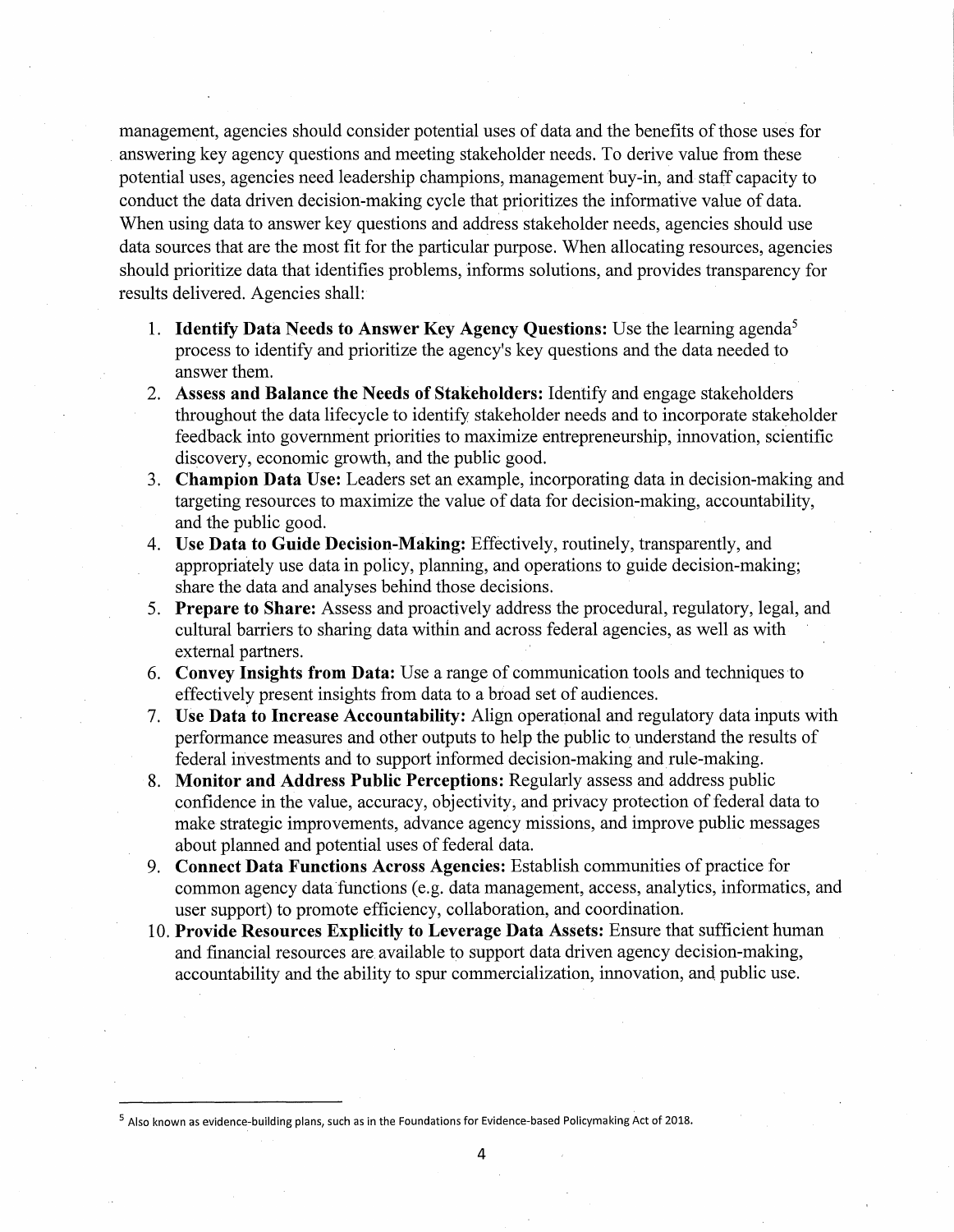management, agencies should consider potential uses of data and the benefits of those uses for answering key agency questions and meeting stakeholder needs. To derive value from these potential uses, agencies need leadership champions, management buy-in, and staff capacity to conduct the data driven decision-making cycle that prioritizes the informative value of data. When using data to answer key questions and address stakeholder needs, agencies should use data sources that are the most fit for the particular purpose. When allocating resources, agencies should prioritize data that identifies problems, informs solutions, and provides transparency for results delivered. Agencies shall:

1. **Identify Data Needs to Answer Key Agency Questions:** Use the learning agenda[5] process to identify and prioritize the agency's key questions and the data needed to answer them.
2. **Assess and Balance the Needs of Stakeholders:** Identify and engage stakeholders throughout the data lifecycle to identify stakeholder needs and to incorporate stakeholder feedback into government priorities to maximize entrepreneurship, innovation, scientific discovery, economic growth, and the public good.
3. **Champion Data Use:** Leaders set an example, incorporating data in decision-making and targeting resources to maximize the value of data for decision-making, accountability, and the public good.
4. **Use Data to Guide Decision-Making:** Effectively, routinely, transparently, and appropriately use data in policy, planning, and operations to guide decision-making; share the data and analyses behind those decisions.
5. **Prepare to Share:** Assess and proactively address the procedural, regulatory, legal, and cultural barriers to sharing data within and across federal agencies, as well as with external partners.
6. **Convey Insights from Data:** Use a range of communication tools and techniques to effectively present insights from data to a broad set of audiences.
7. **Use Data to Increase Accountability:** Align operational and regulatory data inputs with performance measures and other outputs to help the public to understand the results of federal investments and to support informed decision-making and rule-making.
8. **Monitor and Address Public Perceptions:** Regularly assess and address public confidence in the value, accuracy, objectivity, and privacy protection of federal data to make strategic improvements, advance agency missions, and improve public messages about planned and potential uses of federal data.
9. **Connect Data Functions Across Agencies:** Establish communities of practice for common agency data functions (e.g. data management, access, analytics, informatics, and user support) to promote efficiency, collaboration, and coordination.
10. **Provide Resources Explicitly to Leverage Data Assets:** Ensure that sufficient human and financial resources are available to support data driven agency decision-making, accountability and the ability to spur commercialization, innovation, and public use.

---

[5] Also known as evidence-building plans, such as in the Foundations for Evidence-based Policymaking Act of 2018.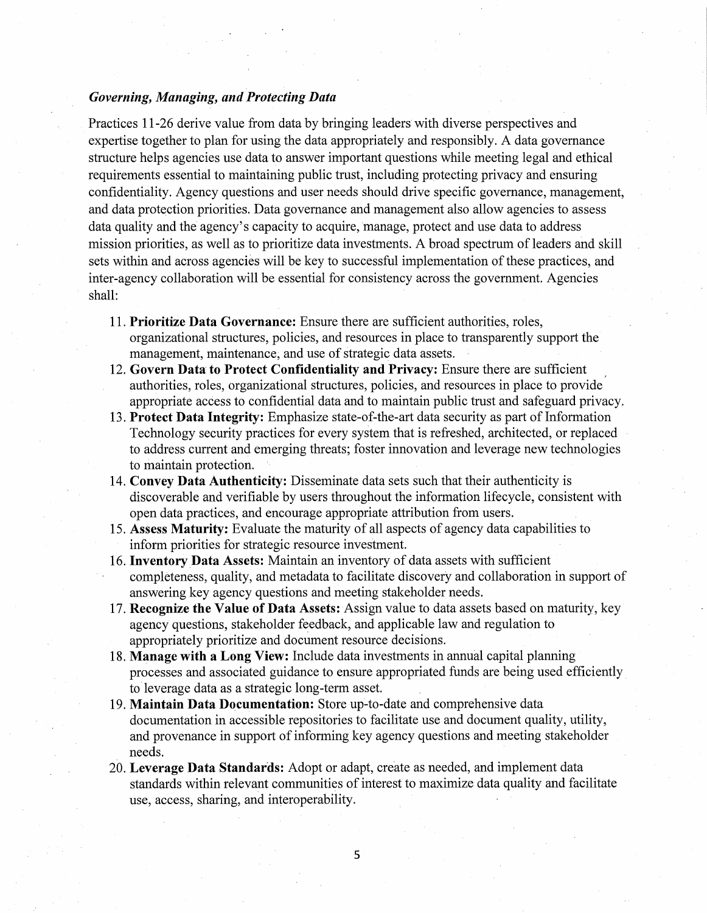### *Governing, Managing, and Protecting Data*

Practices 11-26 derive value from data by bringing leaders with diverse perspectives and expertise together to plan for using the data appropriately and responsibly. A data governance structure helps agencies use data to answer important questions while meeting legal and ethical requirements essential to maintaining public trust, including protecting privacy and ensuring confidentiality. Agency questions and user needs should drive specific governance, management, and data protection priorities. Data governance and management also allow agencies to assess data quality and the agency's capacity to acquire, manage, protect and use data to address mission priorities, as well as to prioritize data investments. A broad spectrum of leaders and skill sets within and across agencies will be key to successful implementation of these practices, and inter-agency collaboration will be essential for consistency across the government. Agencies shall:

11. **Prioritize Data Governance:** Ensure there are sufficient authorities, roles, organizational structures, policies, and resources in place to transparently support the management, maintenance, and use of strategic data assets.
12. **Govern Data to Protect Confidentiality and Privacy:** Ensure there are sufficient authorities, roles, organizational structures, policies, and resources in place to provide appropriate access to confidential data and to maintain public trust and safeguard privacy.
13. **Protect Data Integrity:** Emphasize state-of-the-art data security as part of Information Technology security practices for every system that is refreshed, architected, or replaced to address current and emerging threats; foster innovation and leverage new technologies to maintain protection.
14. **Convey Data Authenticity:** Disseminate data sets such that their authenticity is discoverable and verifiable by users throughout the information lifecycle, consistent with open data practices, and encourage appropriate attribution from users.
15. **Assess Maturity:** Evaluate the maturity of all aspects of agency data capabilities to inform priorities for strategic resource investment.
16. **Inventory Data Assets:** Maintain an inventory of data assets with sufficient completeness, quality, and metadata to facilitate discovery and collaboration in support of answering key agency questions and meeting stakeholder needs.
17. **Recognize the Value of Data Assets:** Assign value to data assets based on maturity, key agency questions, stakeholder feedback, and applicable law and regulation to appropriately prioritize and document resource decisions.
18. **Manage with a Long View:** Include data investments in annual capital planning processes and associated guidance to ensure appropriated funds are being used efficiently to leverage data as a strategic long-term asset.
19. **Maintain Data Documentation:** Store up-to-date and comprehensive data documentation in accessible repositories to facilitate use and document quality, utility, and provenance in support of informing key agency questions and meeting stakeholder needs.
20. **Leverage Data Standards:** Adopt or adapt, create as needed, and implement data standards within relevant communities of interest to maximize data quality and facilitate use, access, sharing, and interoperability.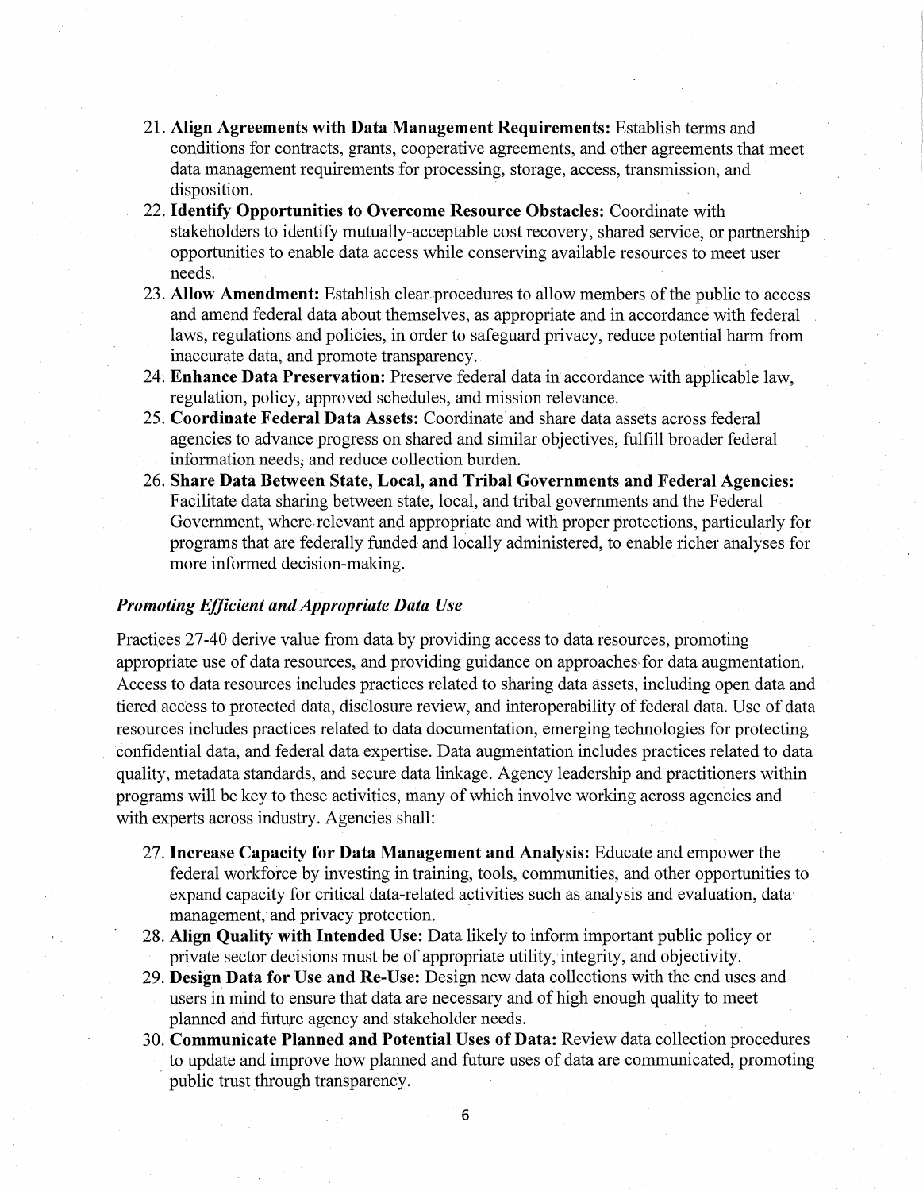21. **Align Agreements with Data Management Requirements:** Establish terms and conditions for contracts, grants, cooperative agreements, and other agreements that meet data management requirements for processing, storage, access, transmission, and disposition.
22. **Identify Opportunities to Overcome Resource Obstacles:** Coordinate with stakeholders to identify mutually-acceptable cost recovery, shared service, or partnership opportunities to enable data access while conserving available resources to meet user needs.
23. **Allow Amendment:** Establish clear procedures to allow members of the public to access and amend federal data about themselves, as appropriate and in accordance with federal laws, regulations and policies, in order to safeguard privacy, reduce potential harm from inaccurate data, and promote transparency.
24. **Enhance Data Preservation:** Preserve federal data in accordance with applicable law, regulation, policy, approved schedules, and mission relevance.
25. **Coordinate Federal Data Assets:** Coordinate and share data assets across federal agencies to advance progress on shared and similar objectives, fulfill broader federal information needs, and reduce collection burden.
26. **Share Data Between State, Local, and Tribal Governments and Federal Agencies:** Facilitate data sharing between state, local, and tribal governments and the Federal Government, where relevant and appropriate and with proper protections, particularly for programs that are federally funded and locally administered, to enable richer analyses for more informed decision-making.

***Promoting Efficient and Appropriate Data Use***

Practices 27-40 derive value from data by providing access to data resources, promoting appropriate use of data resources, and providing guidance on approaches for data augmentation. Access to data resources includes practices related to sharing data assets, including open data and tiered access to protected data, disclosure review, and interoperability of federal data. Use of data resources includes practices related to data documentation, emerging technologies for protecting confidential data, and federal data expertise. Data augmentation includes practices related to data quality, metadata standards, and secure data linkage. Agency leadership and practitioners within programs will be key to these activities, many of which involve working across agencies and with experts across industry. Agencies shall:

27. **Increase Capacity for Data Management and Analysis:** Educate and empower the federal workforce by investing in training, tools, communities, and other opportunities to expand capacity for critical data-related activities such as analysis and evaluation, data management, and privacy protection.
28. **Align Quality with Intended Use:** Data likely to inform important public policy or private sector decisions must be of appropriate utility, integrity, and objectivity.
29. **Design Data for Use and Re-Use:** Design new data collections with the end uses and users in mind to ensure that data are necessary and of high enough quality to meet planned and future agency and stakeholder needs.
30. **Communicate Planned and Potential Uses of Data:** Review data collection procedures to update and improve how planned and future uses of data are communicated, promoting public trust through transparency.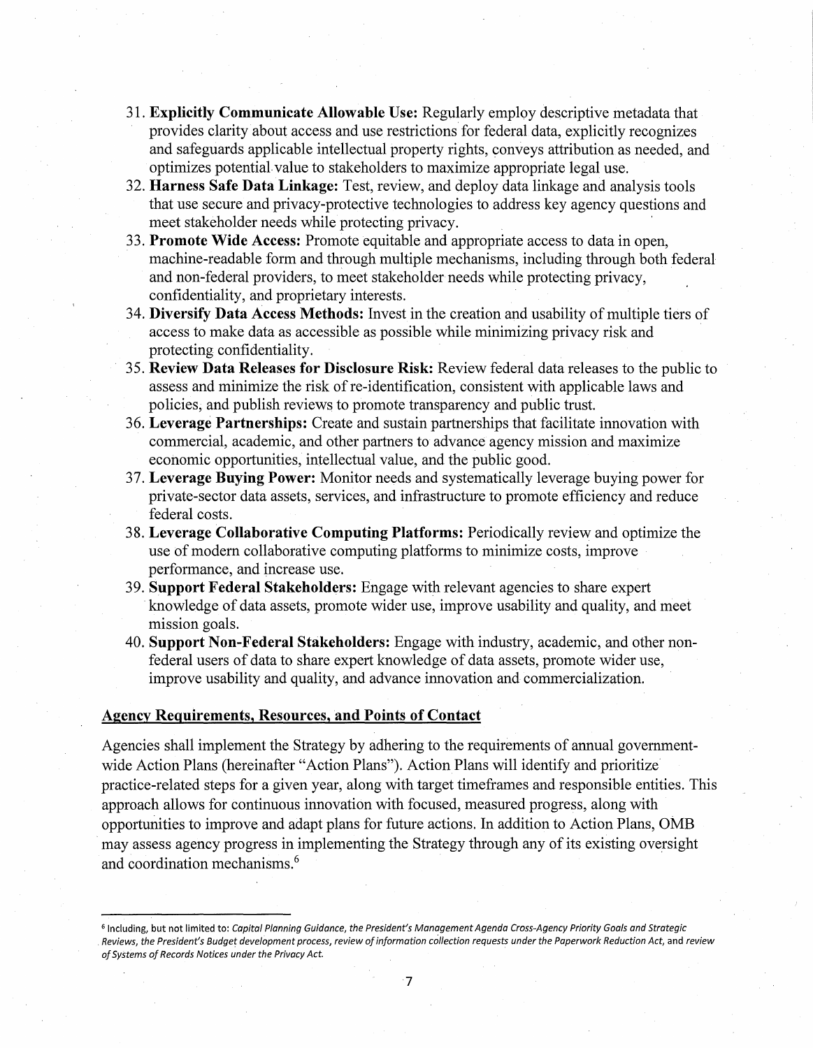31. **Explicitly Communicate Allowable Use:** Regularly employ descriptive metadata that provides clarity about access and use restrictions for federal data, explicitly recognizes and safeguards applicable intellectual property rights, conveys attribution as needed, and optimizes potential value to stakeholders to maximize appropriate legal use.
32. **Harness Safe Data Linkage:** Test, review, and deploy data linkage and analysis tools that use secure and privacy-protective technologies to address key agency questions and meet stakeholder needs while protecting privacy.
33. **Promote Wide Access:** Promote equitable and appropriate access to data in open, machine-readable form and through multiple mechanisms, including through both federal and non-federal providers, to meet stakeholder needs while protecting privacy, confidentiality, and proprietary interests.
34. **Diversify Data Access Methods:** Invest in the creation and usability of multiple tiers of access to make data as accessible as possible while minimizing privacy risk and protecting confidentiality.
35. **Review Data Releases for Disclosure Risk:** Review federal data releases to the public to assess and minimize the risk of re-identification, consistent with applicable laws and policies, and publish reviews to promote transparency and public trust.
36. **Leverage Partnerships:** Create and sustain partnerships that facilitate innovation with commercial, academic, and other partners to advance agency mission and maximize economic opportunities, intellectual value, and the public good.
37. **Leverage Buying Power:** Monitor needs and systematically leverage buying power for private-sector data assets, services, and infrastructure to promote efficiency and reduce federal costs.
38. **Leverage Collaborative Computing Platforms:** Periodically review and optimize the use of modern collaborative computing platforms to minimize costs, improve performance, and increase use.
39. **Support Federal Stakeholders:** Engage with relevant agencies to share expert knowledge of data assets, promote wider use, improve usability and quality, and meet mission goals.
40. **Support Non-Federal Stakeholders:** Engage with industry, academic, and other non-federal users of data to share expert knowledge of data assets, promote wider use, improve usability and quality, and advance innovation and commercialization.

## Agency Requirements, Resources, and Points of Contact

Agencies shall implement the Strategy by adhering to the requirements of annual government-wide Action Plans (hereinafter "Action Plans"). Action Plans will identify and prioritize practice-related steps for a given year, along with target timeframes and responsible entities. This approach allows for continuous innovation with focused, measured progress, along with opportunities to improve and adapt plans for future actions. In addition to Action Plans, OMB may assess agency progress in implementing the Strategy through any of its existing oversight and coordination mechanisms.[6]

---

[6] Including, but not limited to: *Capital Planning Guidance, the President's Management Agenda Cross-Agency Priority Goals and Strategic Reviews, the President's Budget development process, review of information collection requests under the Paperwork Reduction Act,* and *review of Systems of Records Notices under the Privacy Act.*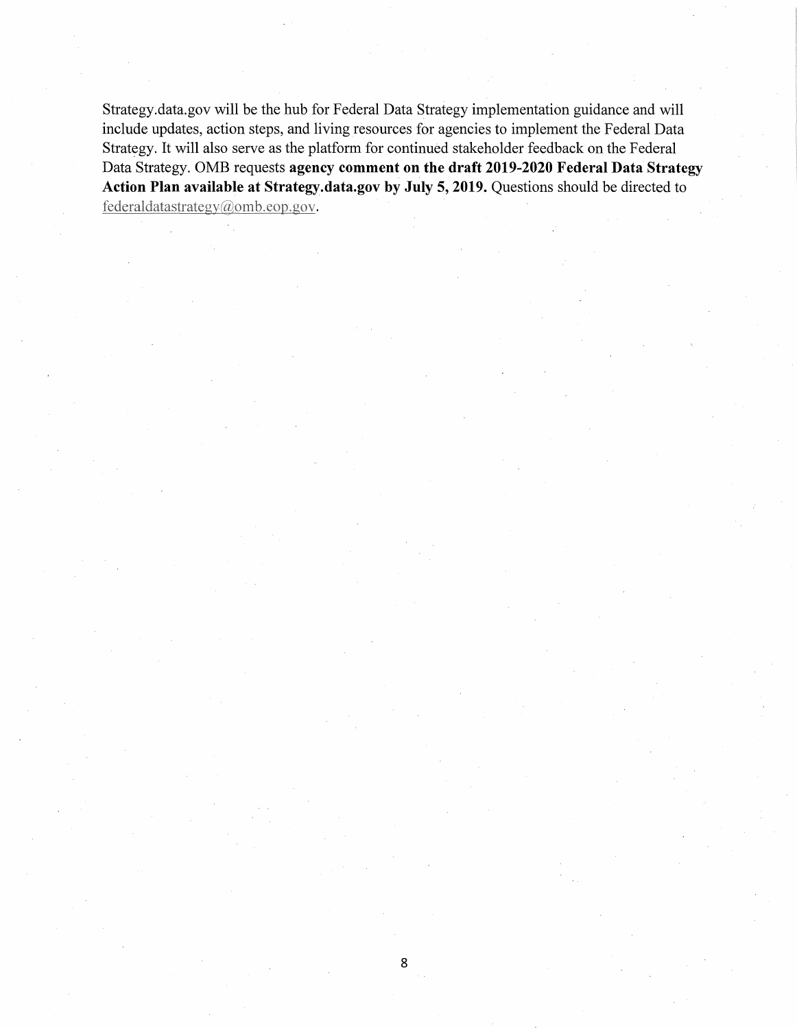Strategy.data.gov will be the hub for Federal Data Strategy implementation guidance and will include updates, action steps, and living resources for agencies to implement the Federal Data Strategy. It will also serve as the platform for continued stakeholder feedback on the Federal Data Strategy. OMB requests **agency comment on the draft 2019-2020 Federal Data Strategy Action Plan available at Strategy.data.gov by July 5, 2019.** Questions should be directed to federaldatastrategy@omb.eop.gov.